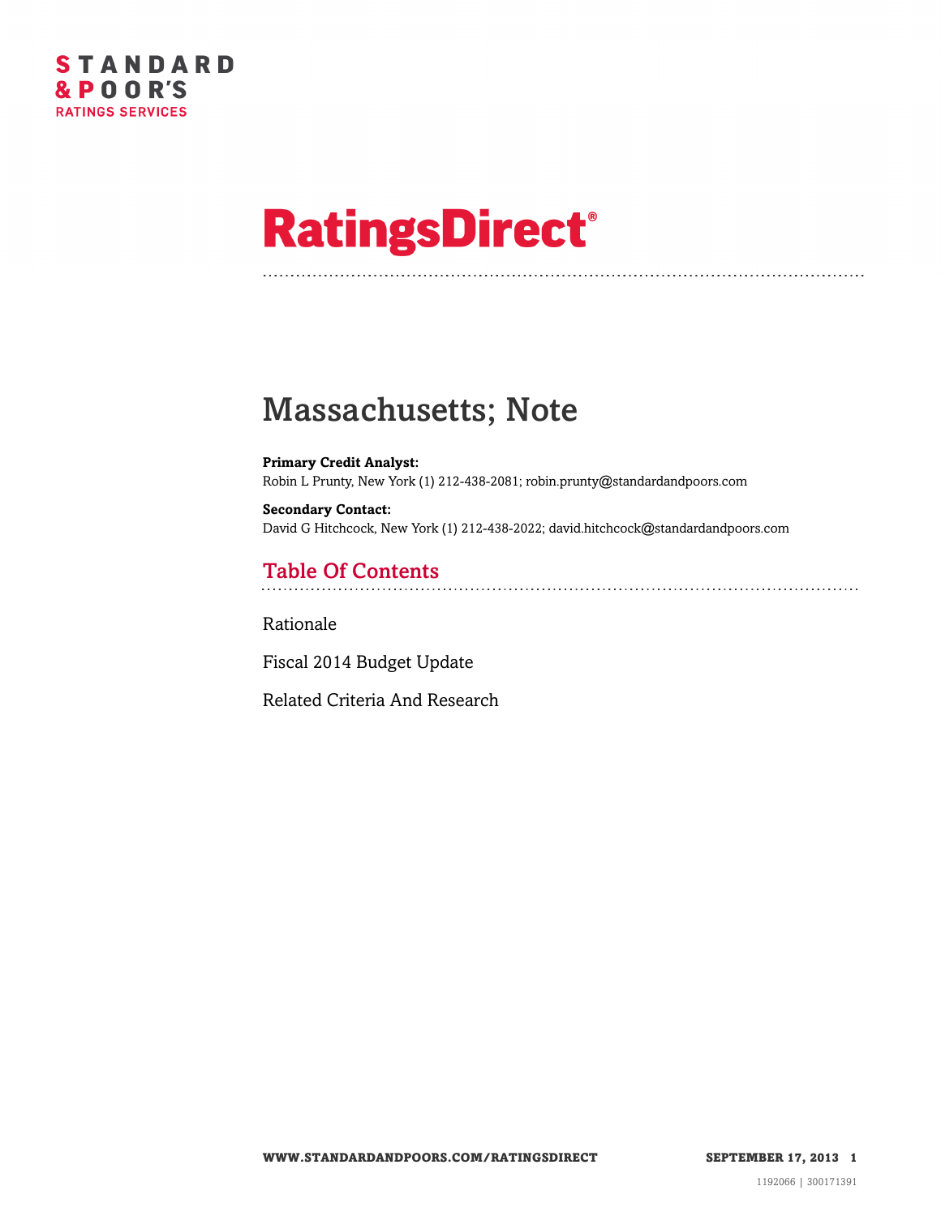STANDARD & POOR'S RATINGS SERVICES

# RatingsDirect®

# Massachusetts; Note

**Primary Credit Analyst:**
Robin L Prunty, New York (1) 212-438-2081; robin.prunty@standardandpoors.com

**Secondary Contact:**
David G Hitchcock, New York (1) 212-438-2022; david.hitchcock@standardandpoors.com

## Table Of Contents

Rationale

Fiscal 2014 Budget Update

Related Criteria And Research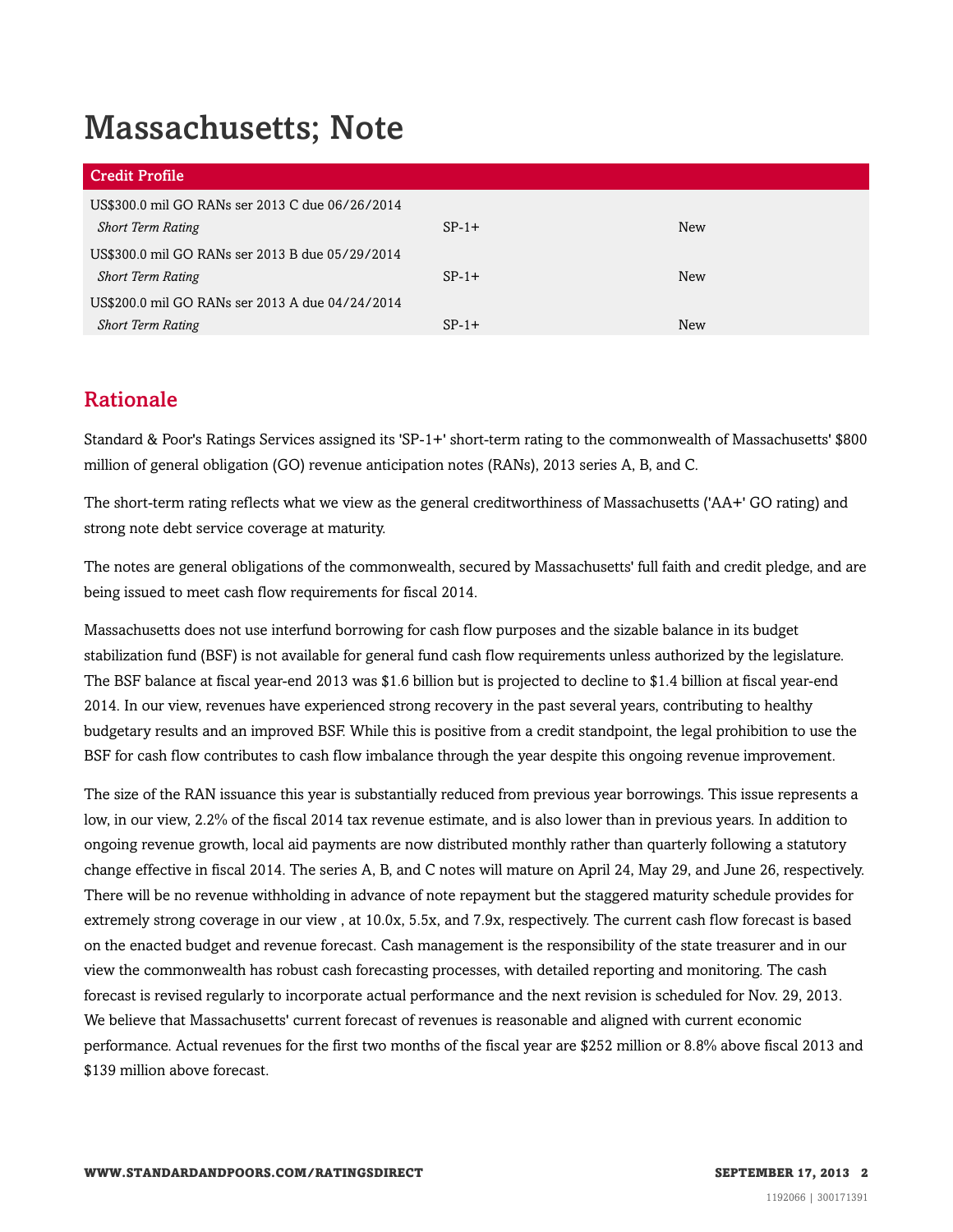# Massachusetts; Note

| Credit Profile | | |
|---|---|---|
| US$300.0 mil GO RANs ser 2013 C due 06/26/2014 | | |
| *Short Term Rating* | SP-1+ | New |
| US$300.0 mil GO RANs ser 2013 B due 05/29/2014 | | |
| *Short Term Rating* | SP-1+ | New |
| US$200.0 mil GO RANs ser 2013 A due 04/24/2014 | | |
| *Short Term Rating* | SP-1+ | New |

## Rationale

Standard & Poor's Ratings Services assigned its 'SP-1+' short-term rating to the commonwealth of Massachusetts' $800 million of general obligation (GO) revenue anticipation notes (RANs), 2013 series A, B, and C.

The short-term rating reflects what we view as the general creditworthiness of Massachusetts ('AA+' GO rating) and strong note debt service coverage at maturity.

The notes are general obligations of the commonwealth, secured by Massachusetts' full faith and credit pledge, and are being issued to meet cash flow requirements for fiscal 2014.

Massachusetts does not use interfund borrowing for cash flow purposes and the sizable balance in its budget stabilization fund (BSF) is not available for general fund cash flow requirements unless authorized by the legislature. The BSF balance at fiscal year-end 2013 was $1.6 billion but is projected to decline to $1.4 billion at fiscal year-end 2014. In our view, revenues have experienced strong recovery in the past several years, contributing to healthy budgetary results and an improved BSF. While this is positive from a credit standpoint, the legal prohibition to use the BSF for cash flow contributes to cash flow imbalance through the year despite this ongoing revenue improvement.

The size of the RAN issuance this year is substantially reduced from previous year borrowings. This issue represents a low, in our view, 2.2% of the fiscal 2014 tax revenue estimate, and is also lower than in previous years. In addition to ongoing revenue growth, local aid payments are now distributed monthly rather than quarterly following a statutory change effective in fiscal 2014. The series A, B, and C notes will mature on April 24, May 29, and June 26, respectively. There will be no revenue withholding in advance of note repayment but the staggered maturity schedule provides for extremely strong coverage in our view , at 10.0x, 5.5x, and 7.9x, respectively. The current cash flow forecast is based on the enacted budget and revenue forecast. Cash management is the responsibility of the state treasurer and in our view the commonwealth has robust cash forecasting processes, with detailed reporting and monitoring. The cash forecast is revised regularly to incorporate actual performance and the next revision is scheduled for Nov. 29, 2013. We believe that Massachusetts' current forecast of revenues is reasonable and aligned with current economic performance. Actual revenues for the first two months of the fiscal year are $252 million or 8.8% above fiscal 2013 and $139 million above forecast.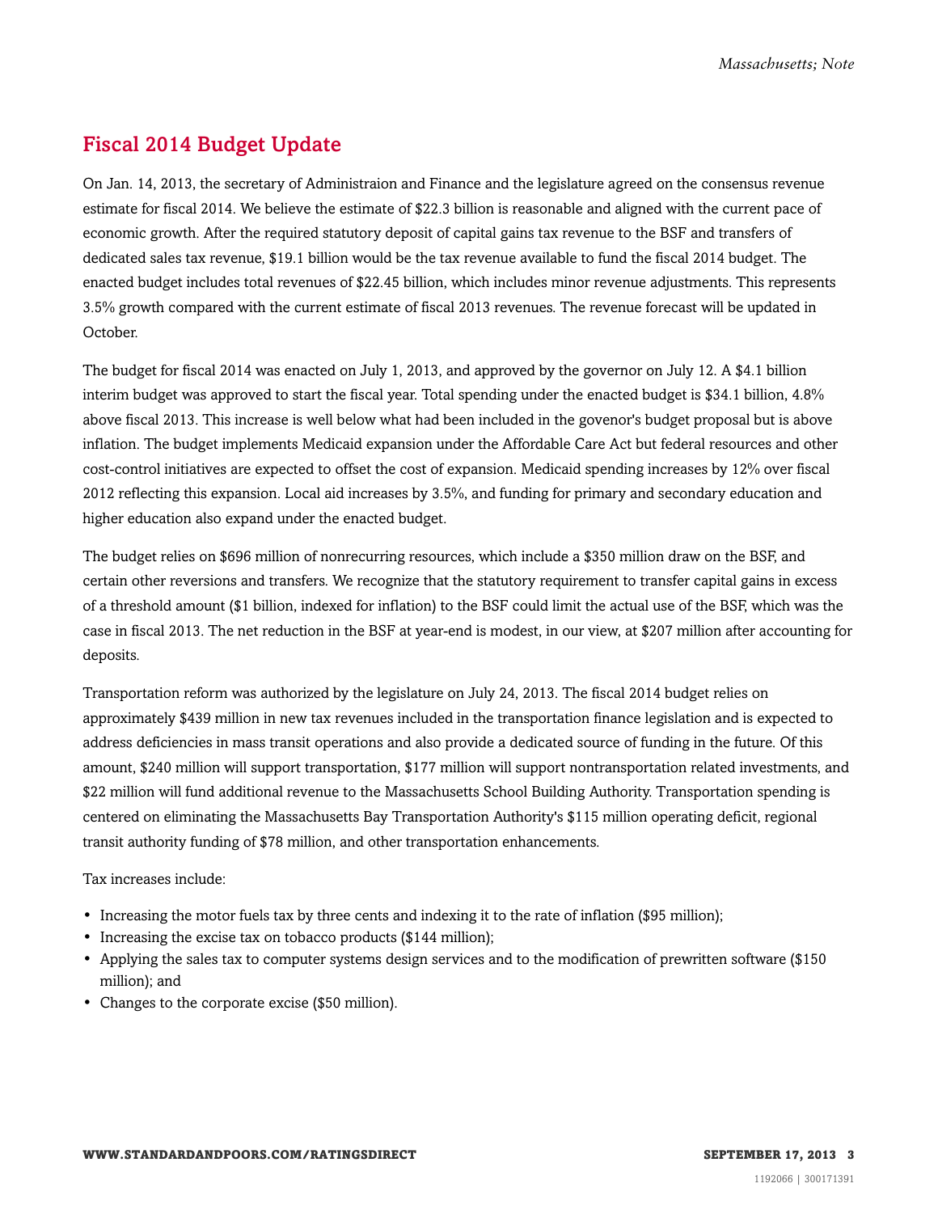## Fiscal 2014 Budget Update

On Jan. 14, 2013, the secretary of Administraion and Finance and the legislature agreed on the consensus revenue estimate for fiscal 2014. We believe the estimate of $22.3 billion is reasonable and aligned with the current pace of economic growth. After the required statutory deposit of capital gains tax revenue to the BSF and transfers of dedicated sales tax revenue, $19.1 billion would be the tax revenue available to fund the fiscal 2014 budget. The enacted budget includes total revenues of $22.45 billion, which includes minor revenue adjustments. This represents 3.5% growth compared with the current estimate of fiscal 2013 revenues. The revenue forecast will be updated in October.

The budget for fiscal 2014 was enacted on July 1, 2013, and approved by the governor on July 12. A $4.1 billion interim budget was approved to start the fiscal year. Total spending under the enacted budget is $34.1 billion, 4.8% above fiscal 2013. This increase is well below what had been included in the govenor's budget proposal but is above inflation. The budget implements Medicaid expansion under the Affordable Care Act but federal resources and other cost-control initiatives are expected to offset the cost of expansion. Medicaid spending increases by 12% over fiscal 2012 reflecting this expansion. Local aid increases by 3.5%, and funding for primary and secondary education and higher education also expand under the enacted budget.

The budget relies on $696 million of nonrecurring resources, which include a $350 million draw on the BSF, and certain other reversions and transfers. We recognize that the statutory requirement to transfer capital gains in excess of a threshold amount ($1 billion, indexed for inflation) to the BSF could limit the actual use of the BSF, which was the case in fiscal 2013. The net reduction in the BSF at year-end is modest, in our view, at $207 million after accounting for deposits.

Transportation reform was authorized by the legislature on July 24, 2013. The fiscal 2014 budget relies on approximately $439 million in new tax revenues included in the transportation finance legislation and is expected to address deficiencies in mass transit operations and also provide a dedicated source of funding in the future. Of this amount, $240 million will support transportation, $177 million will support nontransportation related investments, and $22 million will fund additional revenue to the Massachusetts School Building Authority. Transportation spending is centered on eliminating the Massachusetts Bay Transportation Authority's $115 million operating deficit, regional transit authority funding of $78 million, and other transportation enhancements.

Tax increases include:

- Increasing the motor fuels tax by three cents and indexing it to the rate of inflation ($95 million);
- Increasing the excise tax on tobacco products ($144 million);
- Applying the sales tax to computer systems design services and to the modification of prewritten software ($150 million); and
- Changes to the corporate excise ($50 million).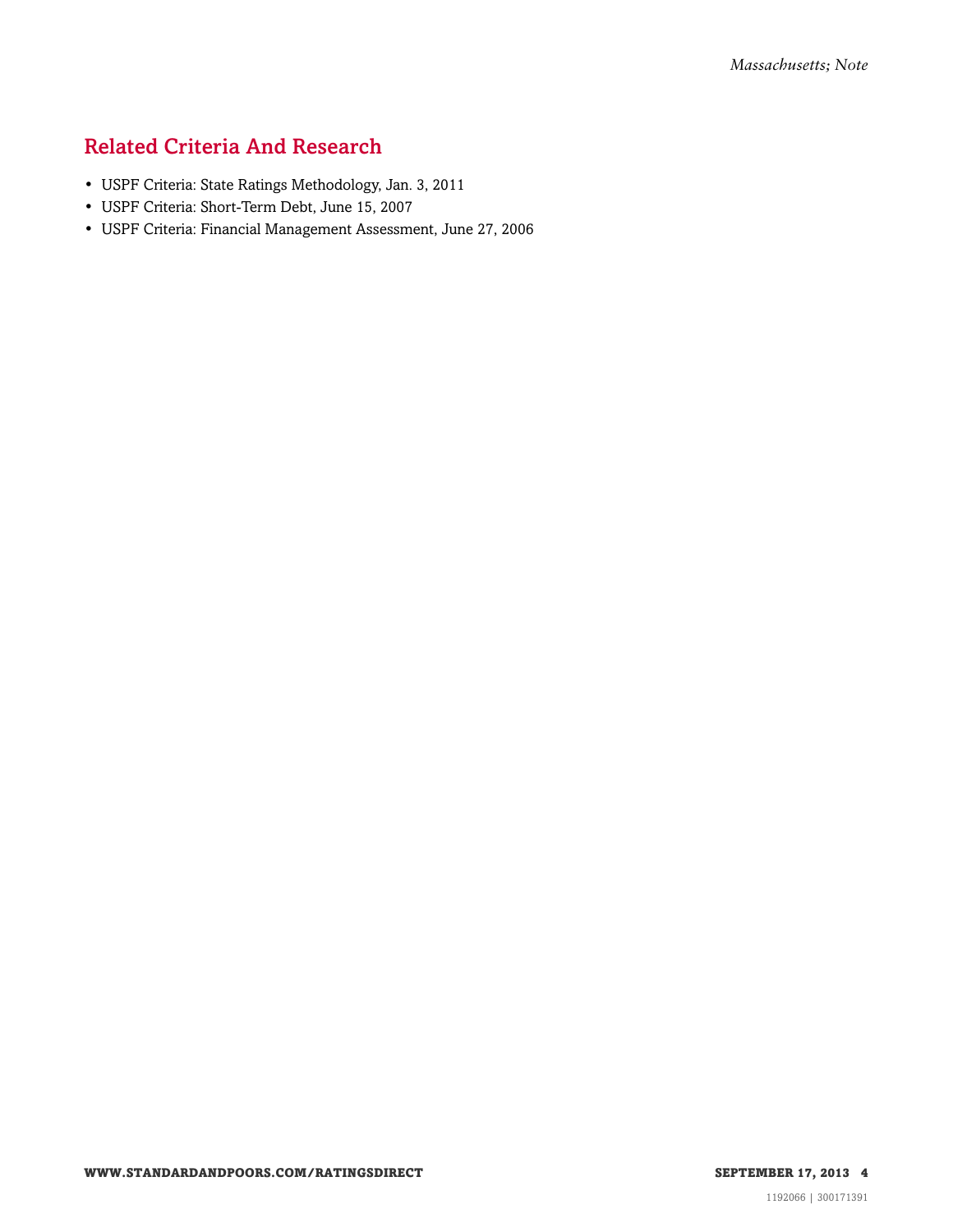## Related Criteria And Research

- USPF Criteria: State Ratings Methodology, Jan. 3, 2011
- USPF Criteria: Short-Term Debt, June 15, 2007
- USPF Criteria: Financial Management Assessment, June 27, 2006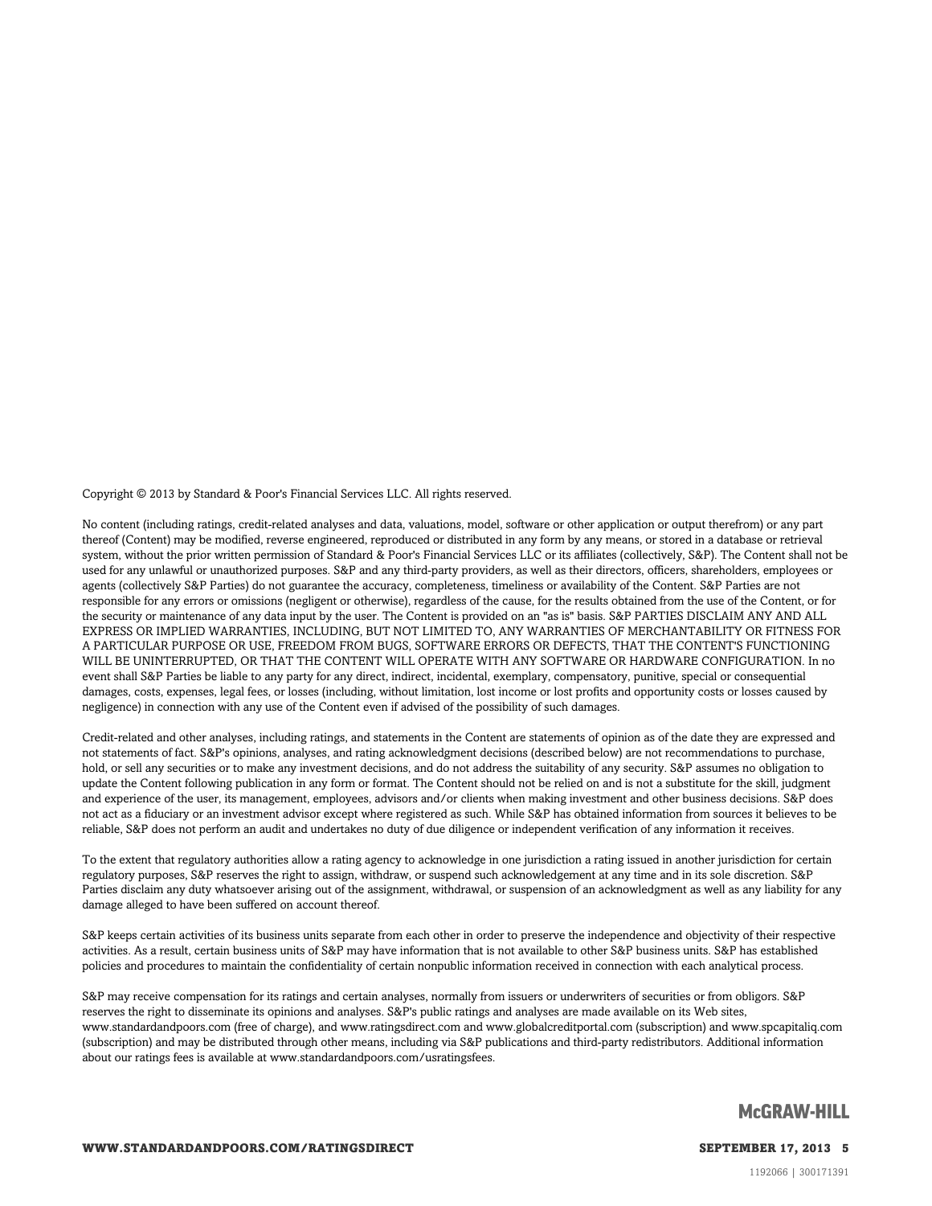Copyright © 2013 by Standard & Poor's Financial Services LLC. All rights reserved.

No content (including ratings, credit-related analyses and data, valuations, model, software or other application or output therefrom) or any part thereof (Content) may be modified, reverse engineered, reproduced or distributed in any form by any means, or stored in a database or retrieval system, without the prior written permission of Standard & Poor's Financial Services LLC or its affiliates (collectively, S&P). The Content shall not be used for any unlawful or unauthorized purposes. S&P and any third-party providers, as well as their directors, officers, shareholders, employees or agents (collectively S&P Parties) do not guarantee the accuracy, completeness, timeliness or availability of the Content. S&P Parties are not responsible for any errors or omissions (negligent or otherwise), regardless of the cause, for the results obtained from the use of the Content, or for the security or maintenance of any data input by the user. The Content is provided on an "as is" basis. S&P PARTIES DISCLAIM ANY AND ALL EXPRESS OR IMPLIED WARRANTIES, INCLUDING, BUT NOT LIMITED TO, ANY WARRANTIES OF MERCHANTABILITY OR FITNESS FOR A PARTICULAR PURPOSE OR USE, FREEDOM FROM BUGS, SOFTWARE ERRORS OR DEFECTS, THAT THE CONTENT'S FUNCTIONING WILL BE UNINTERRUPTED, OR THAT THE CONTENT WILL OPERATE WITH ANY SOFTWARE OR HARDWARE CONFIGURATION. In no event shall S&P Parties be liable to any party for any direct, indirect, incidental, exemplary, compensatory, punitive, special or consequential damages, costs, expenses, legal fees, or losses (including, without limitation, lost income or lost profits and opportunity costs or losses caused by negligence) in connection with any use of the Content even if advised of the possibility of such damages.

Credit-related and other analyses, including ratings, and statements in the Content are statements of opinion as of the date they are expressed and not statements of fact. S&P's opinions, analyses, and rating acknowledgment decisions (described below) are not recommendations to purchase, hold, or sell any securities or to make any investment decisions, and do not address the suitability of any security. S&P assumes no obligation to update the Content following publication in any form or format. The Content should not be relied on and is not a substitute for the skill, judgment and experience of the user, its management, employees, advisors and/or clients when making investment and other business decisions. S&P does not act as a fiduciary or an investment advisor except where registered as such. While S&P has obtained information from sources it believes to be reliable, S&P does not perform an audit and undertakes no duty of due diligence or independent verification of any information it receives.

To the extent that regulatory authorities allow a rating agency to acknowledge in one jurisdiction a rating issued in another jurisdiction for certain regulatory purposes, S&P reserves the right to assign, withdraw, or suspend such acknowledgement at any time and in its sole discretion. S&P Parties disclaim any duty whatsoever arising out of the assignment, withdrawal, or suspension of an acknowledgment as well as any liability for any damage alleged to have been suffered on account thereof.

S&P keeps certain activities of its business units separate from each other in order to preserve the independence and objectivity of their respective activities. As a result, certain business units of S&P may have information that is not available to other S&P business units. S&P has established policies and procedures to maintain the confidentiality of certain nonpublic information received in connection with each analytical process.

S&P may receive compensation for its ratings and certain analyses, normally from issuers or underwriters of securities or from obligors. S&P reserves the right to disseminate its opinions and analyses. S&P's public ratings and analyses are made available on its Web sites, www.standardandpoors.com (free of charge), and www.ratingsdirect.com and www.globalcreditportal.com (subscription) and www.spcapitaliq.com (subscription) and may be distributed through other means, including via S&P publications and third-party redistributors. Additional information about our ratings fees is available at www.standardandpoors.com/usratingsfees.

McGRAW-HILL